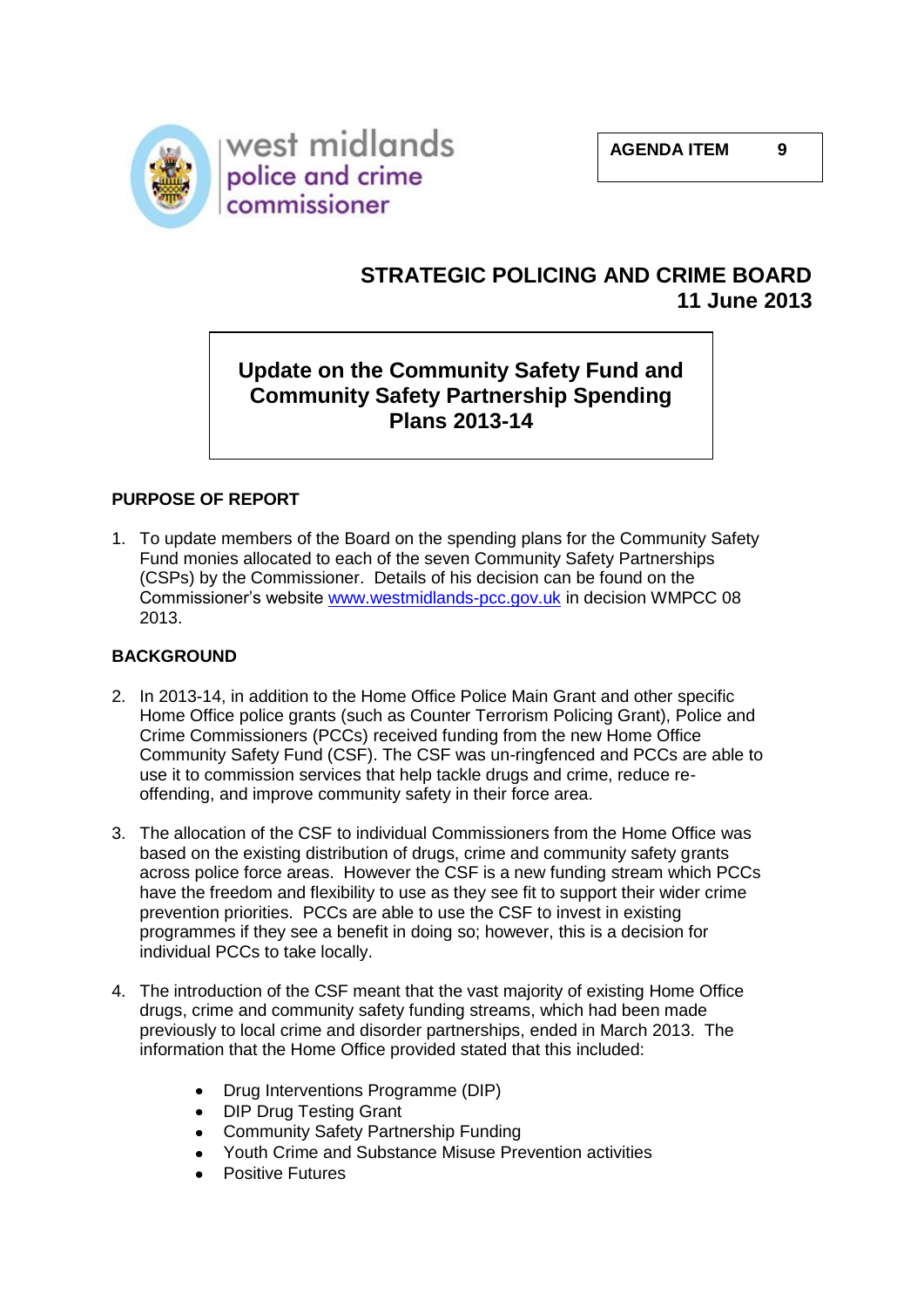west midlands
police and crime
commissioner

**AGENDA ITEM 9**

# STRATEGIC POLICING AND CRIME BOARD
## 11 June 2013

## Update on the Community Safety Fund and Community Safety Partnership Spending Plans 2013-14

### PURPOSE OF REPORT

1. To update members of the Board on the spending plans for the Community Safety Fund monies allocated to each of the seven Community Safety Partnerships (CSPs) by the Commissioner. Details of his decision can be found on the Commissioner's website [www.westmidlands-pcc.gov.uk](http://www.westmidlands-pcc.gov.uk) in decision WMPCC 08 2013.

### BACKGROUND

2. In 2013-14, in addition to the Home Office Police Main Grant and other specific Home Office police grants (such as Counter Terrorism Policing Grant), Police and Crime Commissioners (PCCs) received funding from the new Home Office Community Safety Fund (CSF). The CSF was un-ringfenced and PCCs are able to use it to commission services that help tackle drugs and crime, reduce re-offending, and improve community safety in their force area.

3. The allocation of the CSF to individual Commissioners from the Home Office was based on the existing distribution of drugs, crime and community safety grants across police force areas. However the CSF is a new funding stream which PCCs have the freedom and flexibility to use as they see fit to support their wider crime prevention priorities. PCCs are able to use the CSF to invest in existing programmes if they see a benefit in doing so; however, this is a decision for individual PCCs to take locally.

4. The introduction of the CSF meant that the vast majority of existing Home Office drugs, crime and community safety funding streams, which had been made previously to local crime and disorder partnerships, ended in March 2013. The information that the Home Office provided stated that this included:

   - Drug Interventions Programme (DIP)
   - DIP Drug Testing Grant
   - Community Safety Partnership Funding
   - Youth Crime and Substance Misuse Prevention activities
   - Positive Futures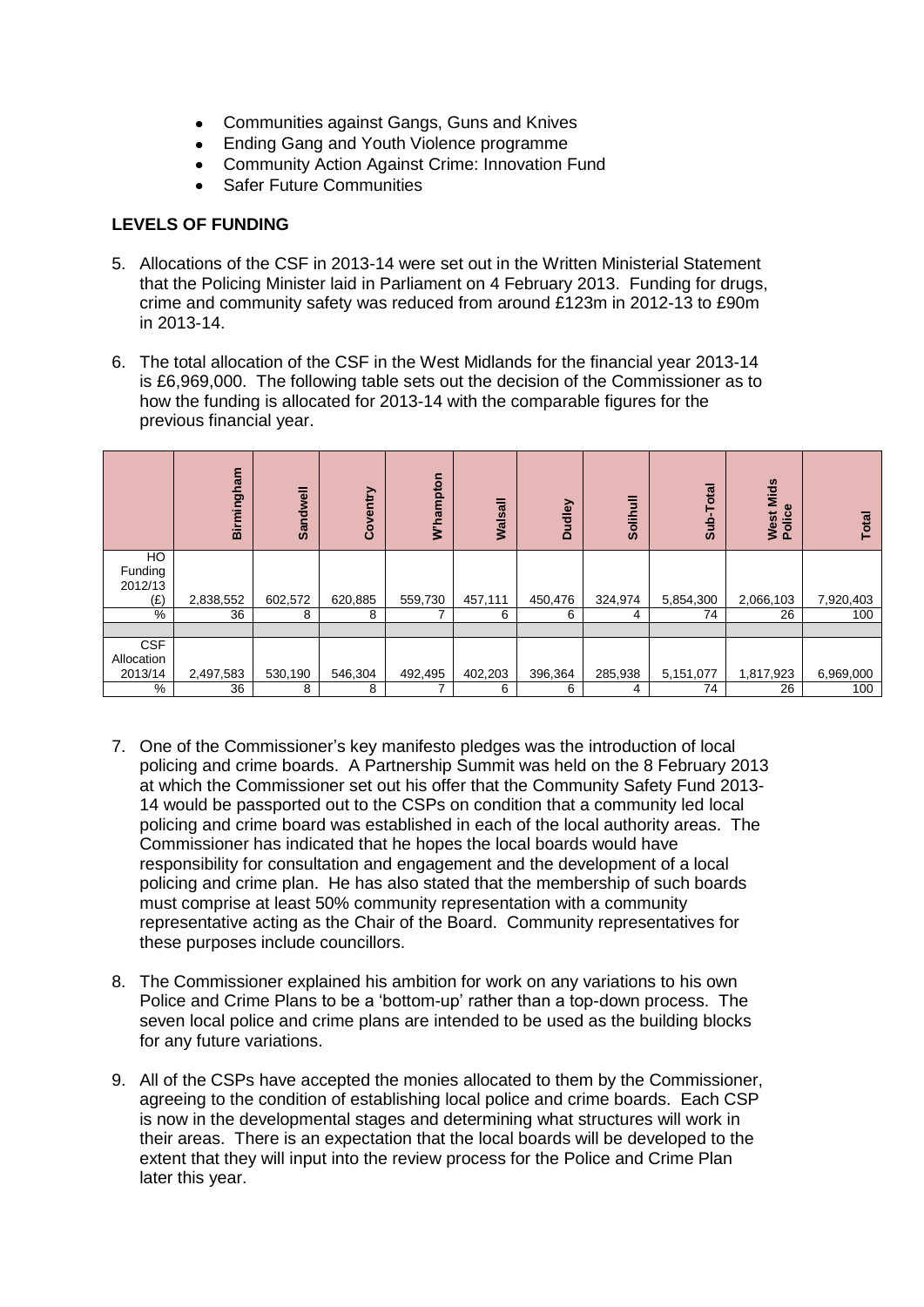- Communities against Gangs, Guns and Knives
- Ending Gang and Youth Violence programme
- Community Action Against Crime: Innovation Fund
- Safer Future Communities

## LEVELS OF FUNDING

5. Allocations of the CSF in 2013-14 were set out in the Written Ministerial Statement that the Policing Minister laid in Parliament on 4 February 2013. Funding for drugs, crime and community safety was reduced from around £123m in 2012-13 to £90m in 2013-14.

6. The total allocation of the CSF in the West Midlands for the financial year 2013-14 is £6,969,000. The following table sets out the decision of the Commissioner as to how the funding is allocated for 2013-14 with the comparable figures for the previous financial year.

| | Birmingham | Sandwell | Coventry | W'hampton | Walsall | Dudley | Solihull | Sub-Total | West Mids Police | Total |
|---|---|---|---|---|---|---|---|---|---|---|
| HO Funding 2012/13 (£) | 2,838,552 | 602,572 | 620,885 | 559,730 | 457,111 | 450,476 | 324,974 | 5,854,300 | 2,066,103 | 7,920,403 |
| % | 36 | 8 | 8 | 7 | 6 | 6 | 4 | 74 | 26 | 100 |
| | | | | | | | | | | |
| CSF Allocation 2013/14 | 2,497,583 | 530,190 | 546,304 | 492,495 | 402,203 | 396,364 | 285,938 | 5,151,077 | 1,817,923 | 6,969,000 |
| % | 36 | 8 | 8 | 7 | 6 | 6 | 4 | 74 | 26 | 100 |

7. One of the Commissioner's key manifesto pledges was the introduction of local policing and crime boards. A Partnership Summit was held on the 8 February 2013 at which the Commissioner set out his offer that the Community Safety Fund 2013-14 would be passported out to the CSPs on condition that a community led local policing and crime board was established in each of the local authority areas. The Commissioner has indicated that he hopes the local boards would have responsibility for consultation and engagement and the development of a local policing and crime plan. He has also stated that the membership of such boards must comprise at least 50% community representation with a community representative acting as the Chair of the Board. Community representatives for these purposes include councillors.

8. The Commissioner explained his ambition for work on any variations to his own Police and Crime Plans to be a 'bottom-up' rather than a top-down process. The seven local police and crime plans are intended to be used as the building blocks for any future variations.

9. All of the CSPs have accepted the monies allocated to them by the Commissioner, agreeing to the condition of establishing local police and crime boards. Each CSP is now in the developmental stages and determining what structures will work in their areas. There is an expectation that the local boards will be developed to the extent that they will input into the review process for the Police and Crime Plan later this year.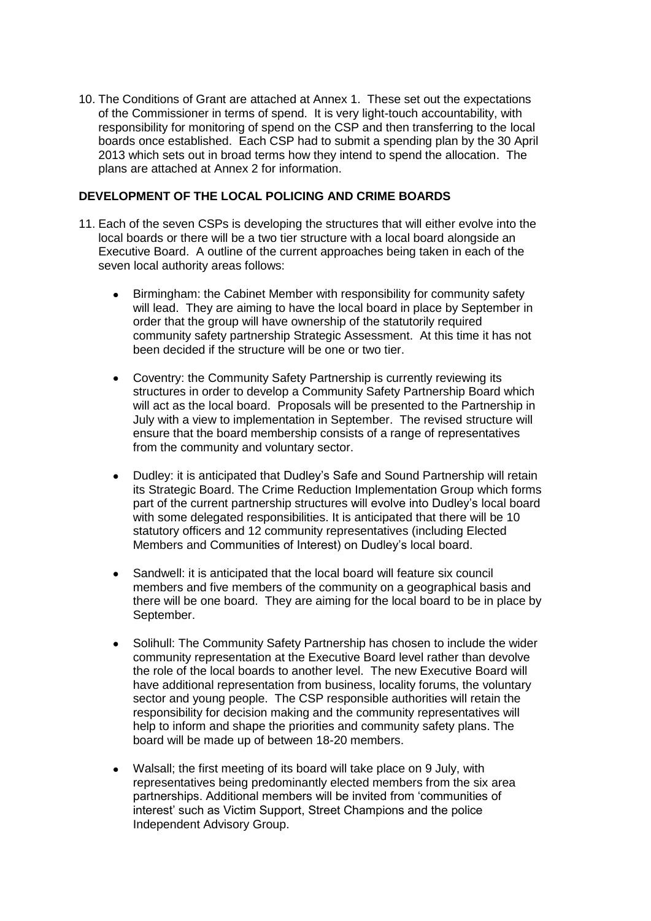10. The Conditions of Grant are attached at Annex 1. These set out the expectations of the Commissioner in terms of spend. It is very light-touch accountability, with responsibility for monitoring of spend on the CSP and then transferring to the local boards once established. Each CSP had to submit a spending plan by the 30 April 2013 which sets out in broad terms how they intend to spend the allocation. The plans are attached at Annex 2 for information.

**DEVELOPMENT OF THE LOCAL POLICING AND CRIME BOARDS**

11. Each of the seven CSPs is developing the structures that will either evolve into the local boards or there will be a two tier structure with a local board alongside an Executive Board. A outline of the current approaches being taken in each of the seven local authority areas follows:

    - Birmingham: the Cabinet Member with responsibility for community safety will lead. They are aiming to have the local board in place by September in order that the group will have ownership of the statutorily required community safety partnership Strategic Assessment. At this time it has not been decided if the structure will be one or two tier.

    - Coventry: the Community Safety Partnership is currently reviewing its structures in order to develop a Community Safety Partnership Board which will act as the local board. Proposals will be presented to the Partnership in July with a view to implementation in September. The revised structure will ensure that the board membership consists of a range of representatives from the community and voluntary sector.

    - Dudley: it is anticipated that Dudley's Safe and Sound Partnership will retain its Strategic Board. The Crime Reduction Implementation Group which forms part of the current partnership structures will evolve into Dudley's local board with some delegated responsibilities. It is anticipated that there will be 10 statutory officers and 12 community representatives (including Elected Members and Communities of Interest) on Dudley's local board.

    - Sandwell: it is anticipated that the local board will feature six council members and five members of the community on a geographical basis and there will be one board. They are aiming for the local board to be in place by September.

    - Solihull: The Community Safety Partnership has chosen to include the wider community representation at the Executive Board level rather than devolve the role of the local boards to another level. The new Executive Board will have additional representation from business, locality forums, the voluntary sector and young people. The CSP responsible authorities will retain the responsibility for decision making and the community representatives will help to inform and shape the priorities and community safety plans. The board will be made up of between 18-20 members.

    - Walsall; the first meeting of its board will take place on 9 July, with representatives being predominantly elected members from the six area partnerships. Additional members will be invited from 'communities of interest' such as Victim Support, Street Champions and the police Independent Advisory Group.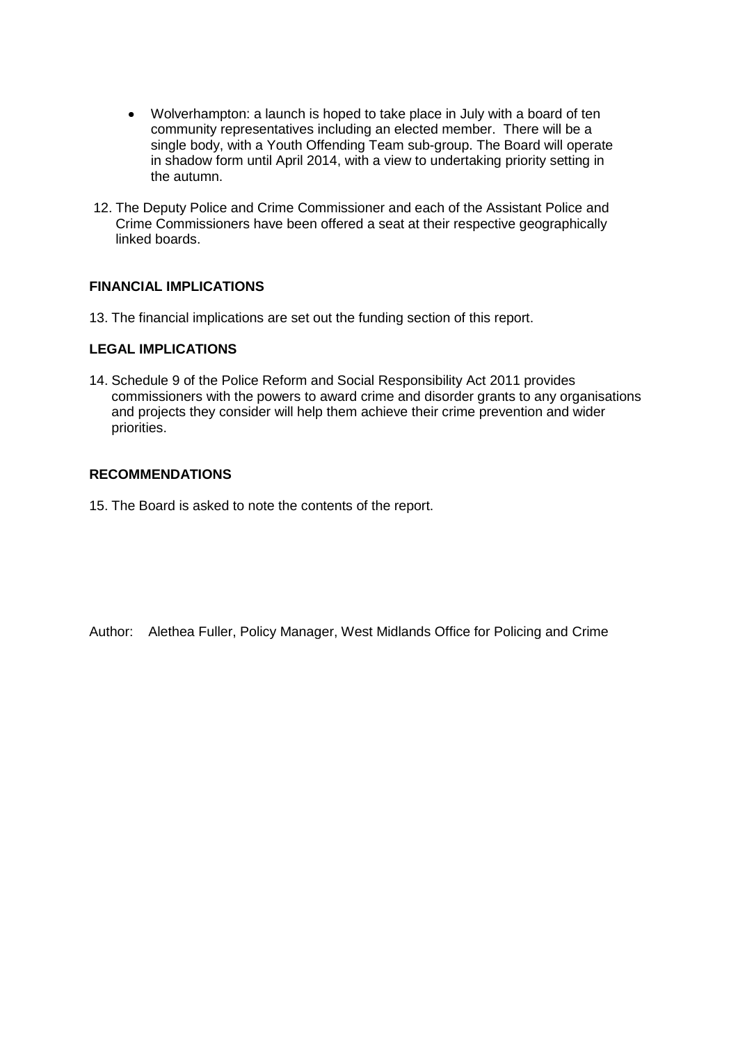- Wolverhampton: a launch is hoped to take place in July with a board of ten community representatives including an elected member. There will be a single body, with a Youth Offending Team sub-group. The Board will operate in shadow form until April 2014, with a view to undertaking priority setting in the autumn.

12. The Deputy Police and Crime Commissioner and each of the Assistant Police and Crime Commissioners have been offered a seat at their respective geographically linked boards.

**FINANCIAL IMPLICATIONS**

13. The financial implications are set out the funding section of this report.

**LEGAL IMPLICATIONS**

14. Schedule 9 of the Police Reform and Social Responsibility Act 2011 provides commissioners with the powers to award crime and disorder grants to any organisations and projects they consider will help them achieve their crime prevention and wider priorities.

**RECOMMENDATIONS**

15. The Board is asked to note the contents of the report.

Author: Alethea Fuller, Policy Manager, West Midlands Office for Policing and Crime